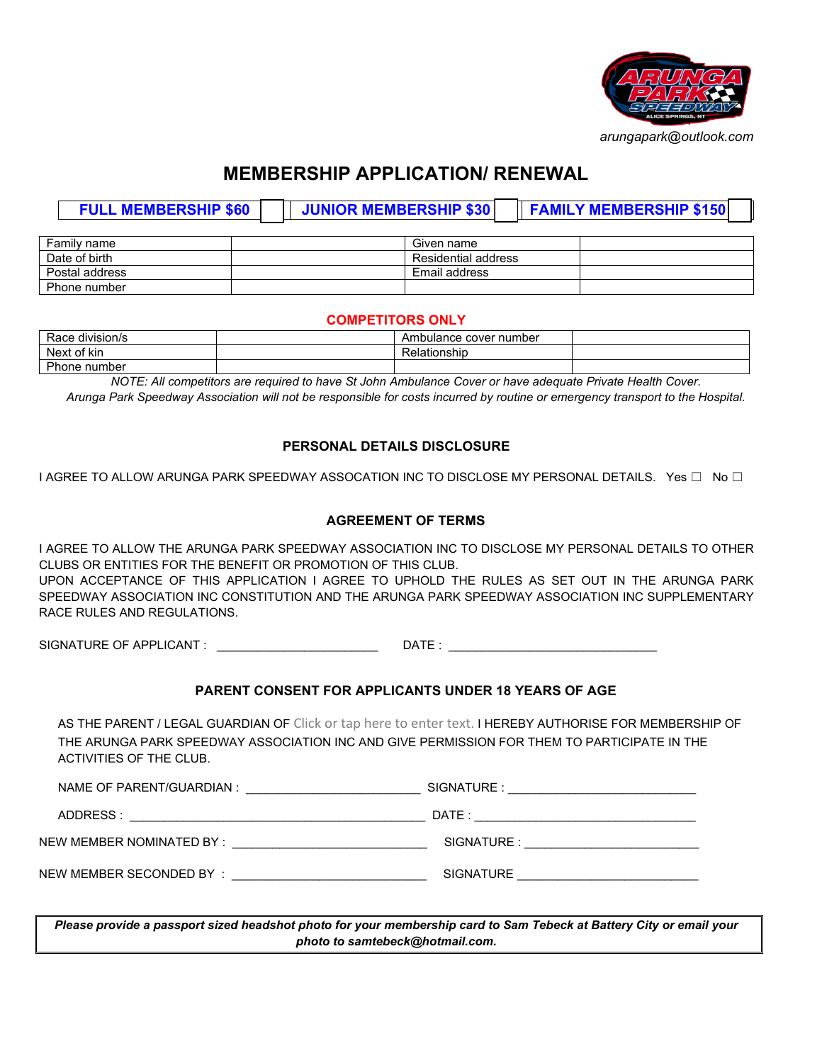arungapark@outlook.com

# MEMBERSHIP APPLICATION/ RENEWAL

| **FULL MEMBERSHIP $60** | ☐ | **JUNIOR MEMBERSHIP $30** | ☐ | **FAMILY MEMBERSHIP $150** | ☐ |
|---|---|---|---|---|---|

| Family name | | Given name | |
|---|---|---|---|
| Date of birth | | Residential address | |
| Postal address | | Email address | |
| Phone number | | | |

## COMPETITORS ONLY

| Race division/s | | Ambulance cover number | |
|---|---|---|---|
| Next of kin | | Relationship | |
| Phone number | | | |

*NOTE: All competitors are required to have St John Ambulance Cover or have adequate Private Health Cover. Arunga Park Speedway Association will not be responsible for costs incurred by routine or emergency transport to the Hospital.*

## PERSONAL DETAILS DISCLOSURE

I AGREE TO ALLOW ARUNGA PARK SPEEDWAY ASSOCATION INC TO DISCLOSE MY PERSONAL DETAILS. Yes ☐ No ☐

## AGREEMENT OF TERMS

I AGREE TO ALLOW THE ARUNGA PARK SPEEDWAY ASSOCIATION INC TO DISCLOSE MY PERSONAL DETAILS TO OTHER CLUBS OR ENTITIES FOR THE BENEFIT OR PROMOTION OF THIS CLUB.
UPON ACCEPTANCE OF THIS APPLICATION I AGREE TO UPHOLD THE RULES AS SET OUT IN THE ARUNGA PARK SPEEDWAY ASSOCIATION INC CONSTITUTION AND THE ARUNGA PARK SPEEDWAY ASSOCIATION INC SUPPLEMENTARY RACE RULES AND REGULATIONS.

SIGNATURE OF APPLICANT : ________________________ DATE : ______________________________

## PARENT CONSENT FOR APPLICANTS UNDER 18 YEARS OF AGE

AS THE PARENT / LEGAL GUARDIAN OF Click or tap here to enter text. I HEREBY AUTHORISE FOR MEMBERSHIP OF THE ARUNGA PARK SPEEDWAY ASSOCIATION INC AND GIVE PERMISSION FOR THEM TO PARTICIPATE IN THE ACTIVITIES OF THE CLUB.

NAME OF PARENT/GUARDIAN : _________________________ SIGNATURE : ___________________________

ADDRESS : ____________________________________________ DATE : ________________________________

NEW MEMBER NOMINATED BY : ____________________________ SIGNATURE : _________________________

NEW MEMBER SECONDED BY : ____________________________ SIGNATURE __________________________

***Please provide a passport sized headshot photo for your membership card to Sam Tebeck at Battery City or email your photo to samtebeck@hotmail.com.***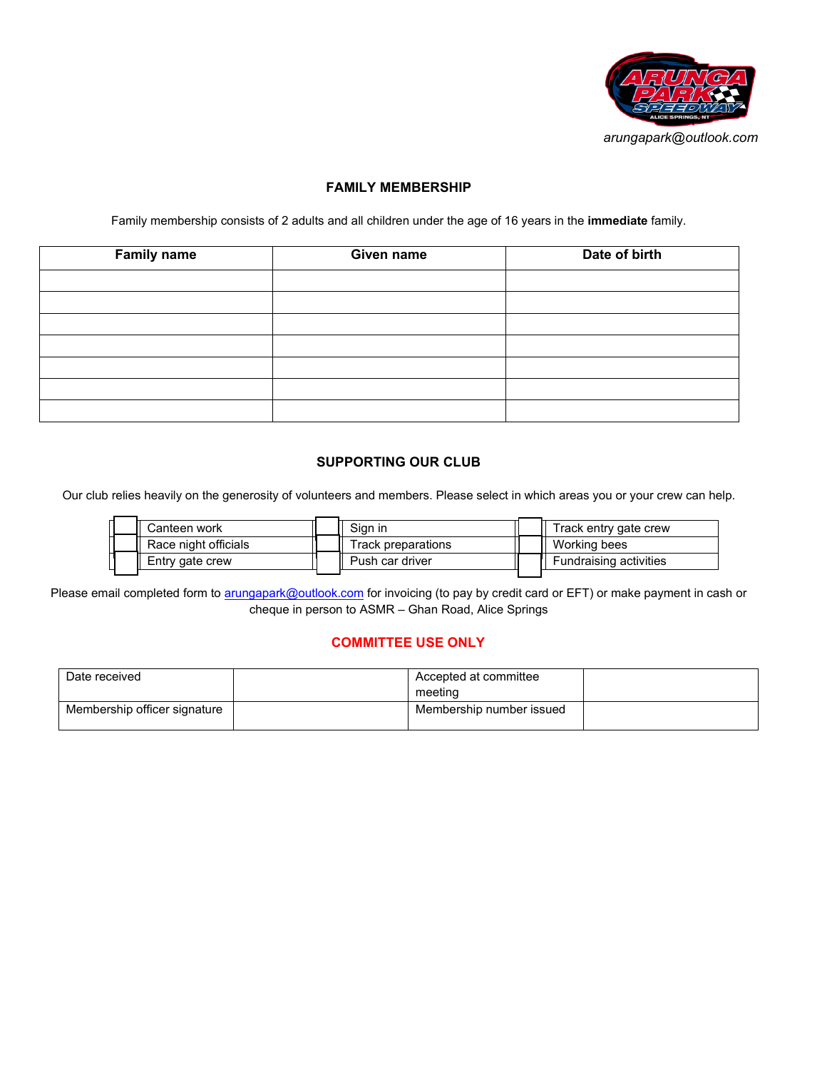arungapark@outlook.com

## FAMILY MEMBERSHIP

Family membership consists of 2 adults and all children under the age of 16 years in the **immediate** family.

| Family name | Given name | Date of birth |
|---|---|---|
| | | |
| | | |
| | | |
| | | |
| | | |
| | | |
| | | |

## SUPPORTING OUR CLUB

Our club relies heavily on the generosity of volunteers and members. Please select in which areas you or your crew can help.

| | | | | | |
|---|---|---|---|---|---|
| ☐ | Canteen work | ☐ | Sign in | ☐ | Track entry gate crew |
| ☐ | Race night officials | ☐ | Track preparations | ☐ | Working bees |
| ☐ | Entry gate crew | ☐ | Push car driver | ☐ | Fundraising activities |

Please email completed form to arungapark@outlook.com for invoicing (to pay by credit card or EFT) or make payment in cash or cheque in person to ASMR – Ghan Road, Alice Springs

## COMMITTEE USE ONLY

| | | | |
|---|---|---|---|
| Date received | | Accepted at committee meeting | |
| Membership officer signature | | Membership number issued | |